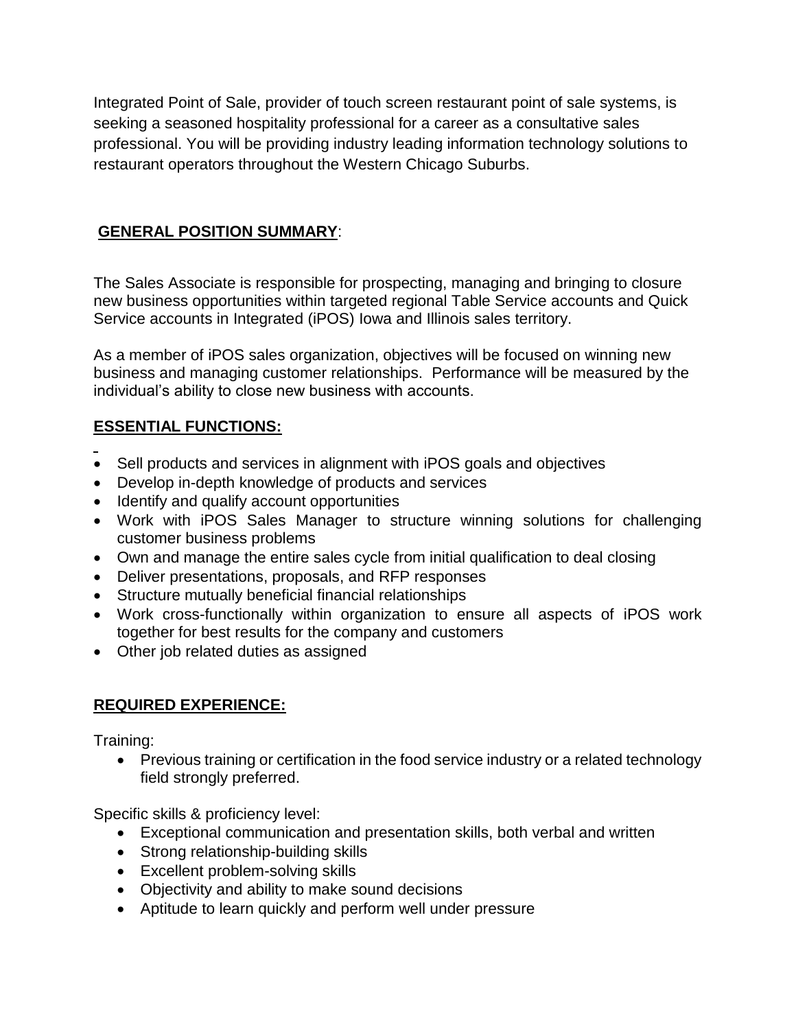Integrated Point of Sale, provider of touch screen restaurant point of sale systems, is seeking a seasoned hospitality professional for a career as a consultative sales professional. You will be providing industry leading information technology solutions to restaurant operators throughout the Western Chicago Suburbs.

## GENERAL POSITION SUMMARY:

The Sales Associate is responsible for prospecting, managing and bringing to closure new business opportunities within targeted regional Table Service accounts and Quick Service accounts in Integrated (iPOS) Iowa and Illinois sales territory.

As a member of iPOS sales organization, objectives will be focused on winning new business and managing customer relationships. Performance will be measured by the individual's ability to close new business with accounts.

## ESSENTIAL FUNCTIONS:

- Sell products and services in alignment with iPOS goals and objectives
- Develop in-depth knowledge of products and services
- Identify and qualify account opportunities
- Work with iPOS Sales Manager to structure winning solutions for challenging customer business problems
- Own and manage the entire sales cycle from initial qualification to deal closing
- Deliver presentations, proposals, and RFP responses
- Structure mutually beneficial financial relationships
- Work cross-functionally within organization to ensure all aspects of iPOS work together for best results for the company and customers
- Other job related duties as assigned

## REQUIRED EXPERIENCE:

Training:

- Previous training or certification in the food service industry or a related technology field strongly preferred.

Specific skills & proficiency level:

- Exceptional communication and presentation skills, both verbal and written
- Strong relationship-building skills
- Excellent problem-solving skills
- Objectivity and ability to make sound decisions
- Aptitude to learn quickly and perform well under pressure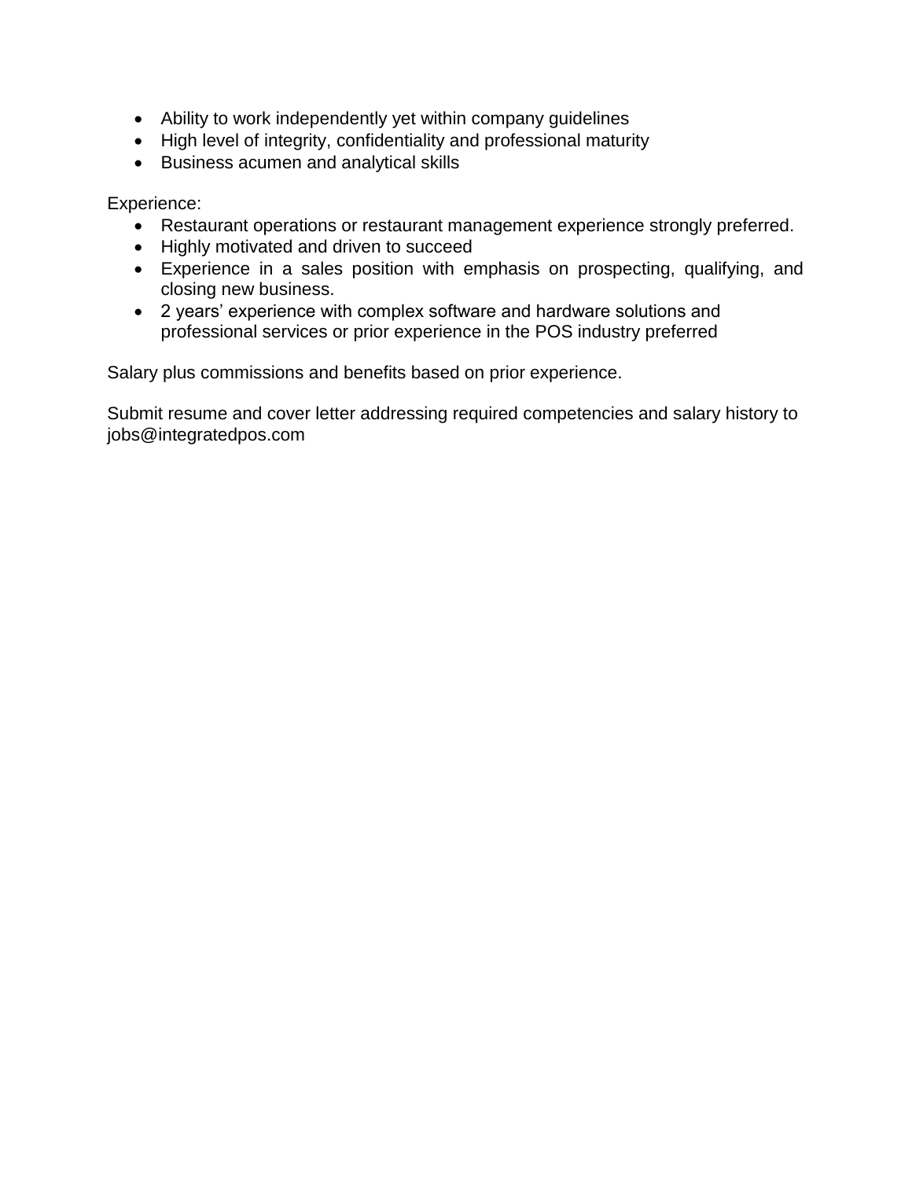- Ability to work independently yet within company guidelines
- High level of integrity, confidentiality and professional maturity
- Business acumen and analytical skills

Experience:

- Restaurant operations or restaurant management experience strongly preferred.
- Highly motivated and driven to succeed
- Experience in a sales position with emphasis on prospecting, qualifying, and closing new business.
- 2 years' experience with complex software and hardware solutions and professional services or prior experience in the POS industry preferred

Salary plus commissions and benefits based on prior experience.

Submit resume and cover letter addressing required competencies and salary history to jobs@integratedpos.com